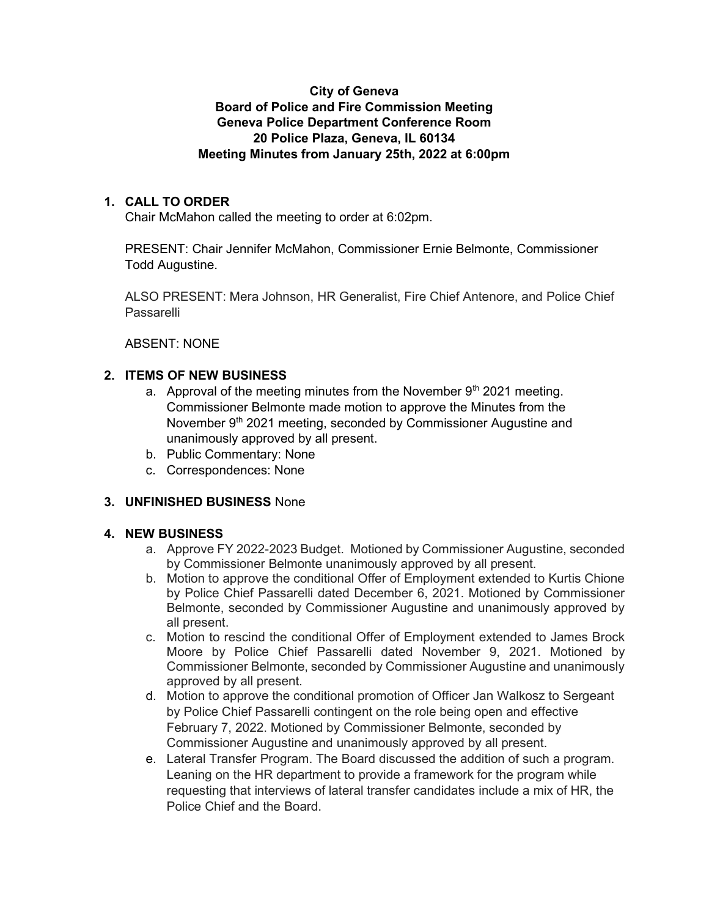**City of Geneva**
**Board of Police and Fire Commission Meeting**
**Geneva Police Department Conference Room**
**20 Police Plaza, Geneva, IL 60134**
**Meeting Minutes from January 25th, 2022 at 6:00pm**

1. **CALL TO ORDER**

   Chair McMahon called the meeting to order at 6:02pm.

   PRESENT: Chair Jennifer McMahon, Commissioner Ernie Belmonte, Commissioner Todd Augustine.

   ALSO PRESENT: Mera Johnson, HR Generalist, Fire Chief Antenore, and Police Chief Passarelli

   ABSENT: NONE

2. **ITEMS OF NEW BUSINESS**
   a. Approval of the meeting minutes from the November 9th 2021 meeting. Commissioner Belmonte made motion to approve the Minutes from the November 9th 2021 meeting, seconded by Commissioner Augustine and unanimously approved by all present.
   b. Public Commentary: None
   c. Correspondences: None

3. **UNFINISHED BUSINESS** None

4. **NEW BUSINESS**
   a. Approve FY 2022-2023 Budget. Motioned by Commissioner Augustine, seconded by Commissioner Belmonte unanimously approved by all present.
   b. Motion to approve the conditional Offer of Employment extended to Kurtis Chione by Police Chief Passarelli dated December 6, 2021. Motioned by Commissioner Belmonte, seconded by Commissioner Augustine and unanimously approved by all present.
   c. Motion to rescind the conditional Offer of Employment extended to James Brock Moore by Police Chief Passarelli dated November 9, 2021. Motioned by Commissioner Belmonte, seconded by Commissioner Augustine and unanimously approved by all present.
   d. Motion to approve the conditional promotion of Officer Jan Walkosz to Sergeant by Police Chief Passarelli contingent on the role being open and effective February 7, 2022. Motioned by Commissioner Belmonte, seconded by Commissioner Augustine and unanimously approved by all present.
   e. Lateral Transfer Program. The Board discussed the addition of such a program. Leaning on the HR department to provide a framework for the program while requesting that interviews of lateral transfer candidates include a mix of HR, the Police Chief and the Board.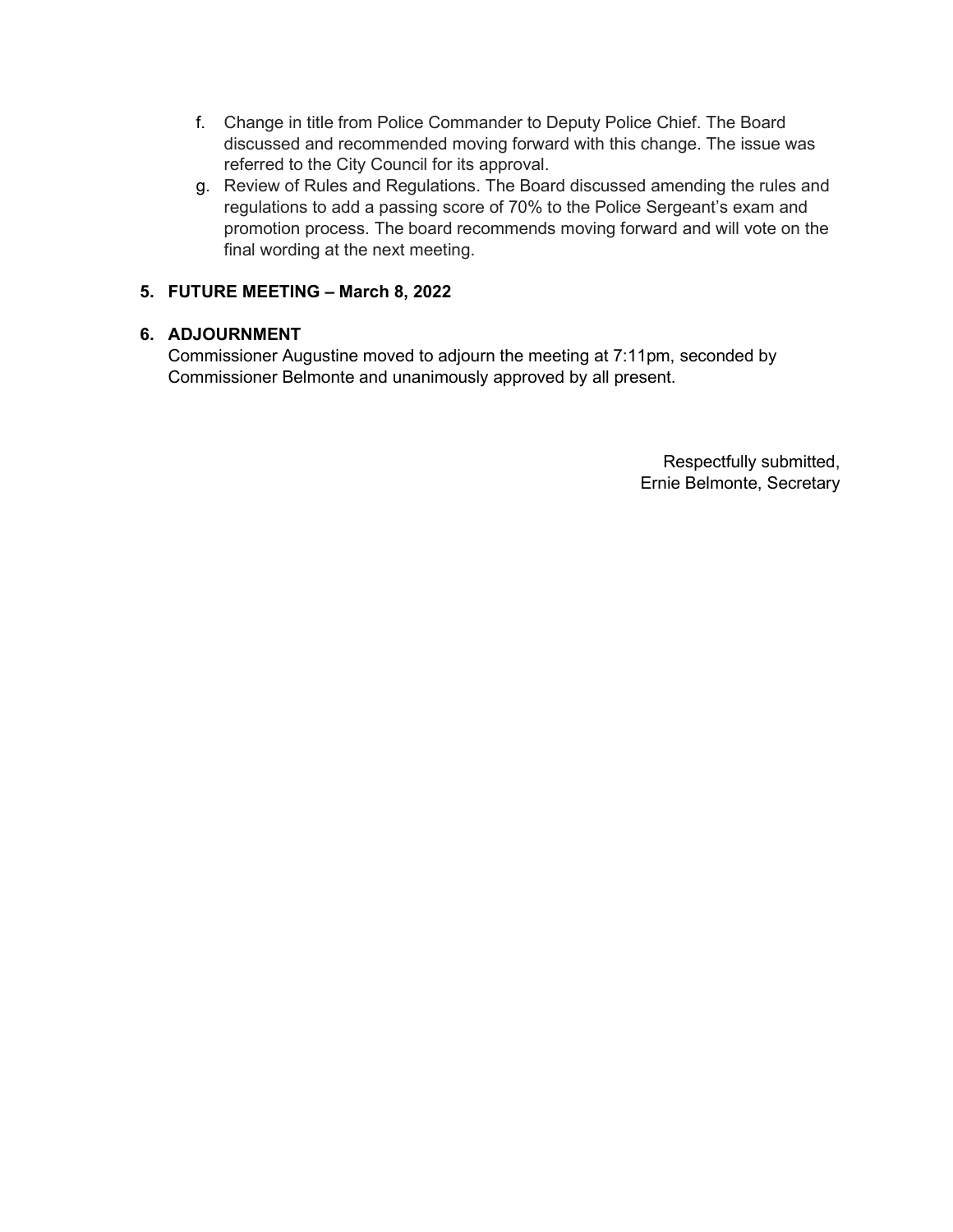f. Change in title from Police Commander to Deputy Police Chief. The Board discussed and recommended moving forward with this change. The issue was referred to the City Council for its approval.
g. Review of Rules and Regulations. The Board discussed amending the rules and regulations to add a passing score of 70% to the Police Sergeant's exam and promotion process. The board recommends moving forward and will vote on the final wording at the next meeting.

**5. FUTURE MEETING – March 8, 2022**

**6. ADJOURNMENT**

Commissioner Augustine moved to adjourn the meeting at 7:11pm, seconded by Commissioner Belmonte and unanimously approved by all present.

Respectfully submitted,
Ernie Belmonte, Secretary